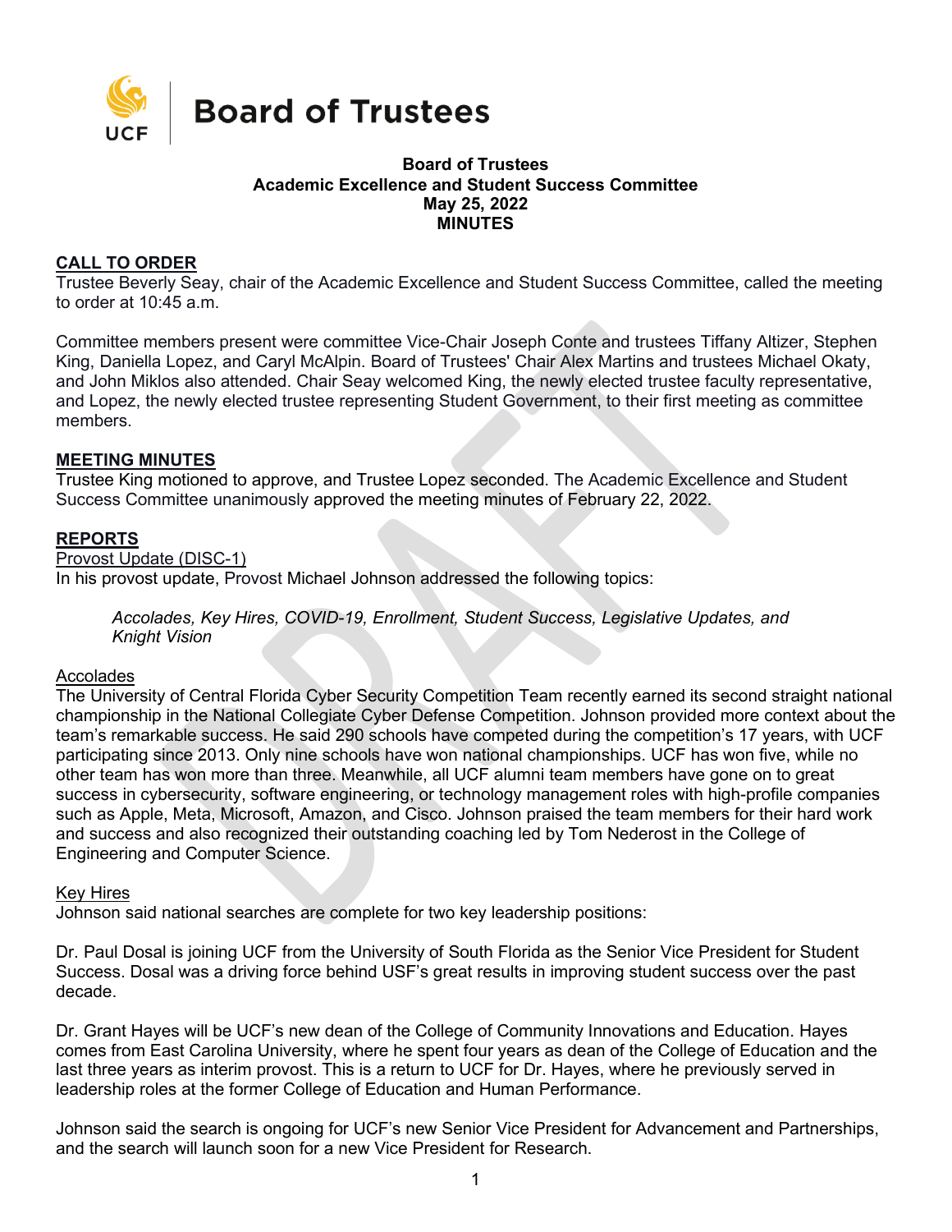# Board of Trustees

**Board of Trustees**
**Academic Excellence and Student Success Committee**
**May 25, 2022**
**MINUTES**

## CALL TO ORDER

Trustee Beverly Seay, chair of the Academic Excellence and Student Success Committee, called the meeting to order at 10:45 a.m.

Committee members present were committee Vice-Chair Joseph Conte and trustees Tiffany Altizer, Stephen King, Daniella Lopez, and Caryl McAlpin. Board of Trustees' Chair Alex Martins and trustees Michael Okaty, and John Miklos also attended. Chair Seay welcomed King, the newly elected trustee faculty representative, and Lopez, the newly elected trustee representing Student Government, to their first meeting as committee members.

## MEETING MINUTES

Trustee King motioned to approve, and Trustee Lopez seconded. The Academic Excellence and Student Success Committee unanimously approved the meeting minutes of February 22, 2022.

## REPORTS

Provost Update (DISC-1)

In his provost update, Provost Michael Johnson addressed the following topics:

> *Accolades, Key Hires, COVID-19, Enrollment, Student Success, Legislative Updates, and Knight Vision*

### Accolades

The University of Central Florida Cyber Security Competition Team recently earned its second straight national championship in the National Collegiate Cyber Defense Competition. Johnson provided more context about the team's remarkable success. He said 290 schools have competed during the competition's 17 years, with UCF participating since 2013. Only nine schools have won national championships. UCF has won five, while no other team has won more than three. Meanwhile, all UCF alumni team members have gone on to great success in cybersecurity, software engineering, or technology management roles with high-profile companies such as Apple, Meta, Microsoft, Amazon, and Cisco. Johnson praised the team members for their hard work and success and also recognized their outstanding coaching led by Tom Nederost in the College of Engineering and Computer Science.

### Key Hires

Johnson said national searches are complete for two key leadership positions:

Dr. Paul Dosal is joining UCF from the University of South Florida as the Senior Vice President for Student Success. Dosal was a driving force behind USF's great results in improving student success over the past decade.

Dr. Grant Hayes will be UCF's new dean of the College of Community Innovations and Education. Hayes comes from East Carolina University, where he spent four years as dean of the College of Education and the last three years as interim provost. This is a return to UCF for Dr. Hayes, where he previously served in leadership roles at the former College of Education and Human Performance.

Johnson said the search is ongoing for UCF's new Senior Vice President for Advancement and Partnerships, and the search will launch soon for a new Vice President for Research.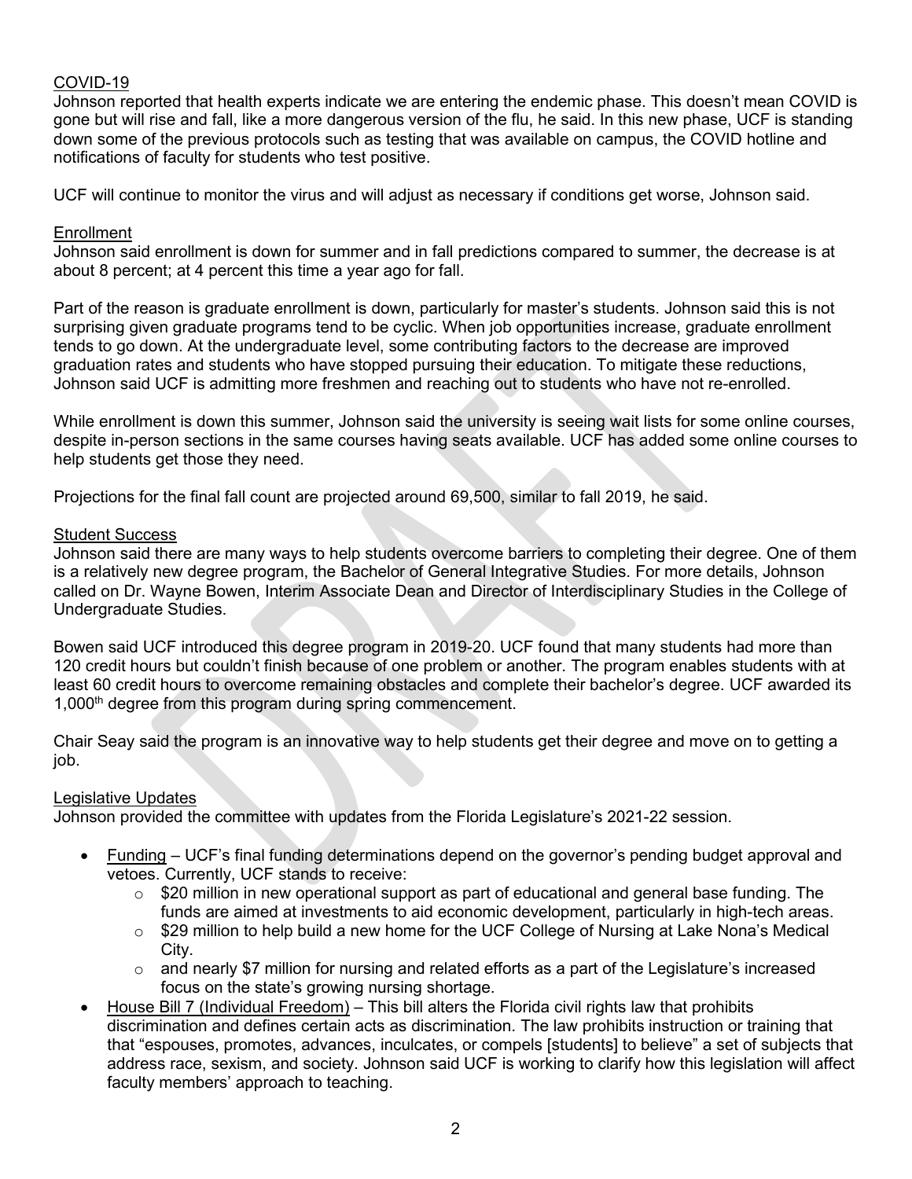COVID-19

Johnson reported that health experts indicate we are entering the endemic phase. This doesn't mean COVID is gone but will rise and fall, like a more dangerous version of the flu, he said. In this new phase, UCF is standing down some of the previous protocols such as testing that was available on campus, the COVID hotline and notifications of faculty for students who test positive.

UCF will continue to monitor the virus and will adjust as necessary if conditions get worse, Johnson said.

Enrollment

Johnson said enrollment is down for summer and in fall predictions compared to summer, the decrease is at about 8 percent; at 4 percent this time a year ago for fall.

Part of the reason is graduate enrollment is down, particularly for master's students. Johnson said this is not surprising given graduate programs tend to be cyclic. When job opportunities increase, graduate enrollment tends to go down. At the undergraduate level, some contributing factors to the decrease are improved graduation rates and students who have stopped pursuing their education. To mitigate these reductions, Johnson said UCF is admitting more freshmen and reaching out to students who have not re-enrolled.

While enrollment is down this summer, Johnson said the university is seeing wait lists for some online courses, despite in-person sections in the same courses having seats available. UCF has added some online courses to help students get those they need.

Projections for the final fall count are projected around 69,500, similar to fall 2019, he said.

Student Success

Johnson said there are many ways to help students overcome barriers to completing their degree. One of them is a relatively new degree program, the Bachelor of General Integrative Studies. For more details, Johnson called on Dr. Wayne Bowen, Interim Associate Dean and Director of Interdisciplinary Studies in the College of Undergraduate Studies.

Bowen said UCF introduced this degree program in 2019-20. UCF found that many students had more than 120 credit hours but couldn't finish because of one problem or another. The program enables students with at least 60 credit hours to overcome remaining obstacles and complete their bachelor's degree. UCF awarded its 1,000th degree from this program during spring commencement.

Chair Seay said the program is an innovative way to help students get their degree and move on to getting a job.

Legislative Updates

Johnson provided the committee with updates from the Florida Legislature's 2021-22 session.

- Funding – UCF's final funding determinations depend on the governor's pending budget approval and vetoes. Currently, UCF stands to receive:
  - $20 million in new operational support as part of educational and general base funding. The funds are aimed at investments to aid economic development, particularly in high-tech areas.
  - $29 million to help build a new home for the UCF College of Nursing at Lake Nona's Medical City.
  - and nearly $7 million for nursing and related efforts as a part of the Legislature's increased focus on the state's growing nursing shortage.
- House Bill 7 (Individual Freedom) – This bill alters the Florida civil rights law that prohibits discrimination and defines certain acts as discrimination. The law prohibits instruction or training that that "espouses, promotes, advances, inculcates, or compels [students] to believe" a set of subjects that address race, sexism, and society. Johnson said UCF is working to clarify how this legislation will affect faculty members' approach to teaching.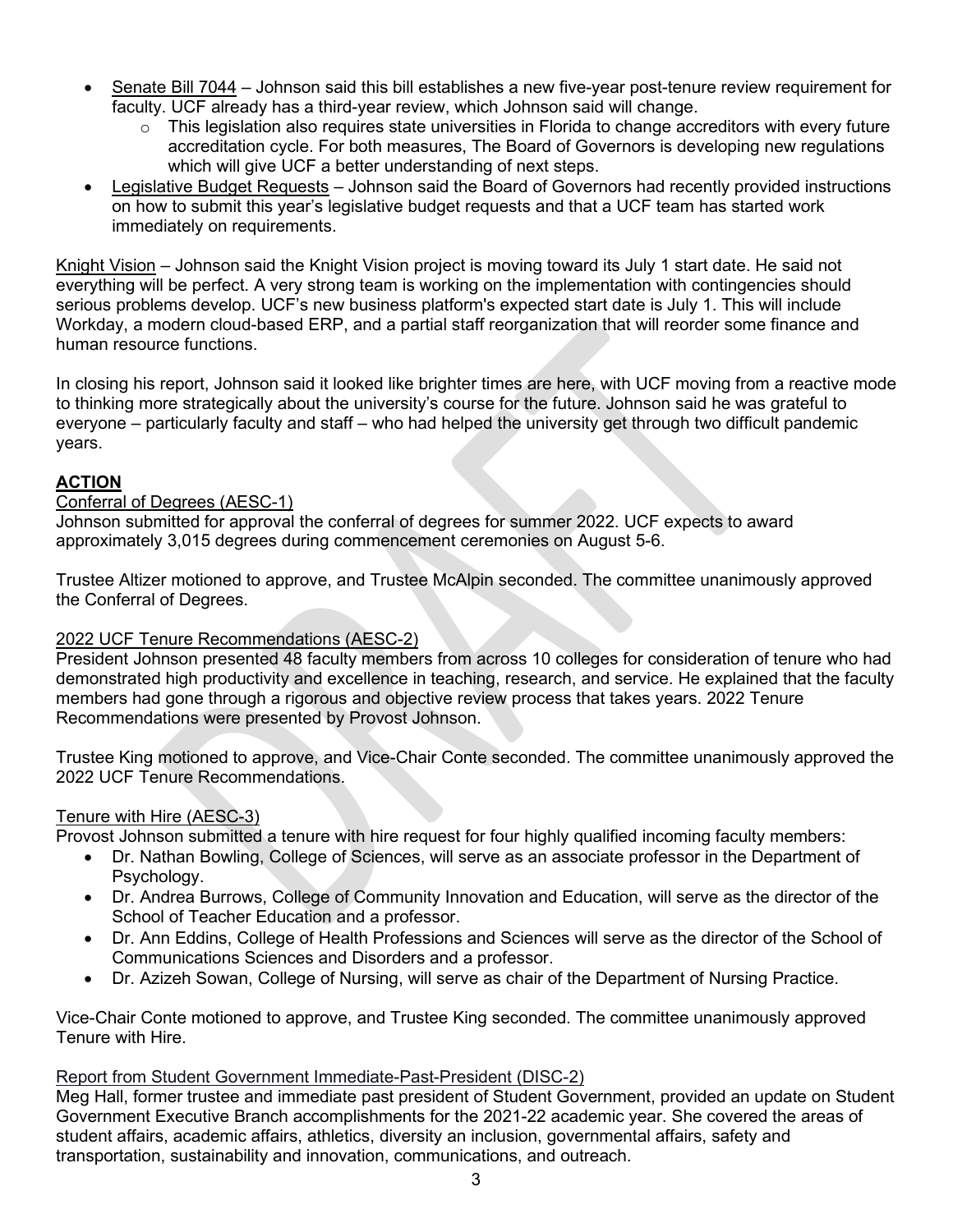- Senate Bill 7044 – Johnson said this bill establishes a new five-year post-tenure review requirement for faculty. UCF already has a third-year review, which Johnson said will change.
  - This legislation also requires state universities in Florida to change accreditors with every future accreditation cycle. For both measures, The Board of Governors is developing new regulations which will give UCF a better understanding of next steps.
- Legislative Budget Requests – Johnson said the Board of Governors had recently provided instructions on how to submit this year's legislative budget requests and that a UCF team has started work immediately on requirements.

Knight Vision – Johnson said the Knight Vision project is moving toward its July 1 start date. He said not everything will be perfect. A very strong team is working on the implementation with contingencies should serious problems develop. UCF's new business platform's expected start date is July 1. This will include Workday, a modern cloud-based ERP, and a partial staff reorganization that will reorder some finance and human resource functions.

In closing his report, Johnson said it looked like brighter times are here, with UCF moving from a reactive mode to thinking more strategically about the university's course for the future. Johnson said he was grateful to everyone – particularly faculty and staff – who had helped the university get through two difficult pandemic years.

## ACTION

Conferral of Degrees (AESC-1)

Johnson submitted for approval the conferral of degrees for summer 2022. UCF expects to award approximately 3,015 degrees during commencement ceremonies on August 5-6.

Trustee Altizer motioned to approve, and Trustee McAlpin seconded. The committee unanimously approved the Conferral of Degrees.

2022 UCF Tenure Recommendations (AESC-2)

President Johnson presented 48 faculty members from across 10 colleges for consideration of tenure who had demonstrated high productivity and excellence in teaching, research, and service. He explained that the faculty members had gone through a rigorous and objective review process that takes years. 2022 Tenure Recommendations were presented by Provost Johnson.

Trustee King motioned to approve, and Vice-Chair Conte seconded. The committee unanimously approved the 2022 UCF Tenure Recommendations.

Tenure with Hire (AESC-3)

Provost Johnson submitted a tenure with hire request for four highly qualified incoming faculty members:

- Dr. Nathan Bowling, College of Sciences, will serve as an associate professor in the Department of Psychology.
- Dr. Andrea Burrows, College of Community Innovation and Education, will serve as the director of the School of Teacher Education and a professor.
- Dr. Ann Eddins, College of Health Professions and Sciences will serve as the director of the School of Communications Sciences and Disorders and a professor.
- Dr. Azizeh Sowan, College of Nursing, will serve as chair of the Department of Nursing Practice.

Vice-Chair Conte motioned to approve, and Trustee King seconded. The committee unanimously approved Tenure with Hire.

Report from Student Government Immediate-Past-President (DISC-2)

Meg Hall, former trustee and immediate past president of Student Government, provided an update on Student Government Executive Branch accomplishments for the 2021-22 academic year. She covered the areas of student affairs, academic affairs, athletics, diversity an inclusion, governmental affairs, safety and transportation, sustainability and innovation, communications, and outreach.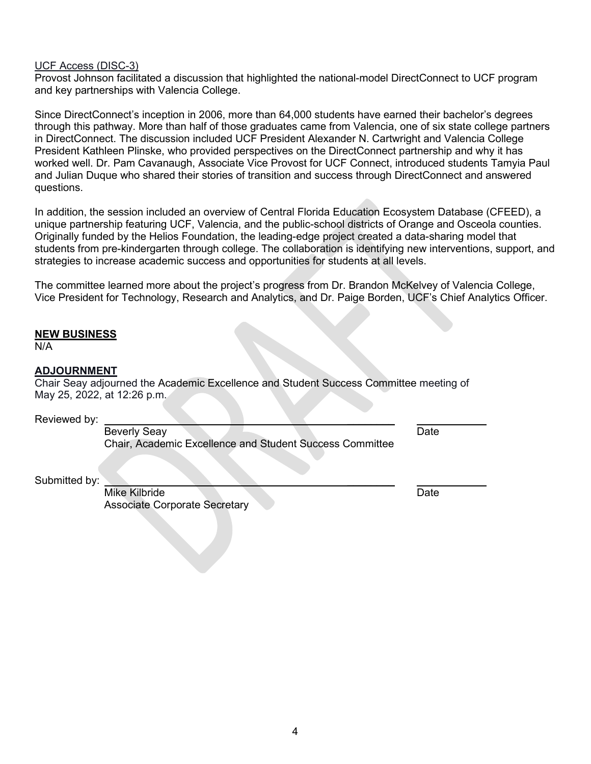UCF Access (DISC-3)
Provost Johnson facilitated a discussion that highlighted the national-model DirectConnect to UCF program and key partnerships with Valencia College.

Since DirectConnect's inception in 2006, more than 64,000 students have earned their bachelor's degrees through this pathway. More than half of those graduates came from Valencia, one of six state college partners in DirectConnect. The discussion included UCF President Alexander N. Cartwright and Valencia College President Kathleen Plinske, who provided perspectives on the DirectConnect partnership and why it has worked well. Dr. Pam Cavanaugh, Associate Vice Provost for UCF Connect, introduced students Tamyia Paul and Julian Duque who shared their stories of transition and success through DirectConnect and answered questions.

In addition, the session included an overview of Central Florida Education Ecosystem Database (CFEED), a unique partnership featuring UCF, Valencia, and the public-school districts of Orange and Osceola counties. Originally funded by the Helios Foundation, the leading-edge project created a data-sharing model that students from pre-kindergarten through college. The collaboration is identifying new interventions, support, and strategies to increase academic success and opportunities for students at all levels.

The committee learned more about the project's progress from Dr. Brandon McKelvey of Valencia College, Vice President for Technology, Research and Analytics, and Dr. Paige Borden, UCF's Chief Analytics Officer.

**NEW BUSINESS**
N/A

**ADJOURNMENT**
Chair Seay adjourned the Academic Excellence and Student Success Committee meeting of May 25, 2022, at 12:26 p.m.

Reviewed by: ______________________________ ____________
Beverly Seay — Date
Chair, Academic Excellence and Student Success Committee

Submitted by: ______________________________ ____________
Mike Kilbride — Date
Associate Corporate Secretary